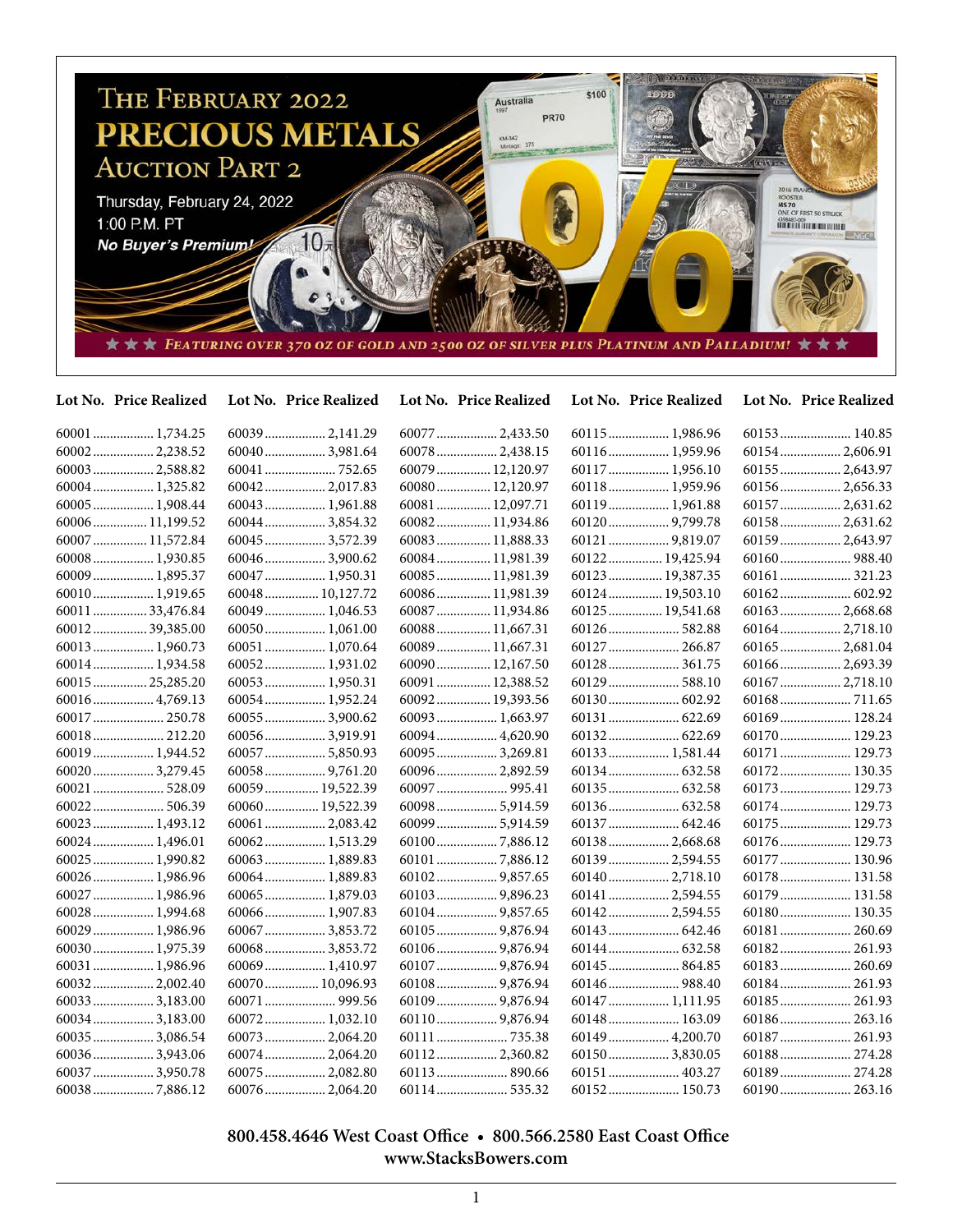# THE FEBRUARY 2022 PRECIOUS METALS AUCTION PART 2

Thursday, February 24, 2022
1:00 P.M. PT
*No Buyer's Premium!*

FEATURING OVER 370 OZ OF GOLD AND 2500 OZ OF SILVER PLUS PLATINUM AND PALLADIUM!

| Lot No. | Price Realized |
|---|---|
| 60001 | 1,734.25 |
| 60002 | 2,238.52 |
| 60003 | 2,588.82 |
| 60004 | 1,325.82 |
| 60005 | 1,908.44 |
| 60006 | 11,199.52 |
| 60007 | 11,572.84 |
| 60008 | 1,930.85 |
| 60009 | 1,895.37 |
| 60010 | 1,919.65 |
| 60011 | 33,476.84 |
| 60012 | 39,385.00 |
| 60013 | 1,960.73 |
| 60014 | 1,934.58 |
| 60015 | 25,285.20 |
| 60016 | 4,769.13 |
| 60017 | 250.78 |
| 60018 | 212.20 |
| 60019 | 1,944.52 |
| 60020 | 3,279.45 |
| 60021 | 528.09 |
| 60022 | 506.39 |
| 60023 | 1,493.12 |
| 60024 | 1,496.01 |
| 60025 | 1,990.82 |
| 60026 | 1,986.96 |
| 60027 | 1,986.96 |
| 60028 | 1,994.68 |
| 60029 | 1,986.96 |
| 60030 | 1,975.39 |
| 60031 | 1,986.96 |
| 60032 | 2,002.40 |
| 60033 | 3,183.00 |
| 60034 | 3,183.00 |
| 60035 | 3,086.54 |
| 60036 | 3,943.06 |
| 60037 | 3,950.78 |
| 60038 | 7,886.12 |
| 60039 | 2,141.29 |
| 60040 | 3,981.64 |
| 60041 | 752.65 |
| 60042 | 2,017.83 |
| 60043 | 1,961.88 |
| 60044 | 3,854.32 |
| 60045 | 3,572.39 |
| 60046 | 3,900.62 |
| 60047 | 1,950.31 |
| 60048 | 10,127.72 |
| 60049 | 1,046.53 |
| 60050 | 1,061.00 |
| 60051 | 1,070.64 |
| 60052 | 1,931.02 |
| 60053 | 1,950.31 |
| 60054 | 1,952.24 |
| 60055 | 3,900.62 |
| 60056 | 3,919.91 |
| 60057 | 5,850.93 |
| 60058 | 9,761.20 |
| 60059 | 19,522.39 |
| 60060 | 19,522.39 |
| 60061 | 2,083.42 |
| 60062 | 1,513.29 |
| 60063 | 1,889.83 |
| 60064 | 1,889.83 |
| 60065 | 1,879.03 |
| 60066 | 1,907.83 |
| 60067 | 3,853.72 |
| 60068 | 3,853.72 |
| 60069 | 1,410.97 |
| 60070 | 10,096.93 |
| 60071 | 999.56 |
| 60072 | 1,032.10 |
| 60073 | 2,064.20 |
| 60074 | 2,064.20 |
| 60075 | 2,082.80 |
| 60076 | 2,064.20 |
| 60077 | 2,433.50 |
| 60078 | 2,438.15 |
| 60079 | 12,120.97 |
| 60080 | 12,120.97 |
| 60081 | 12,097.71 |
| 60082 | 11,934.86 |
| 60083 | 11,888.33 |
| 60084 | 11,981.39 |
| 60085 | 11,981.39 |
| 60086 | 11,981.39 |
| 60087 | 11,934.86 |
| 60088 | 11,667.31 |
| 60089 | 11,667.31 |
| 60090 | 12,167.50 |
| 60091 | 12,388.52 |
| 60092 | 19,393.56 |
| 60093 | 1,663.97 |
| 60094 | 4,620.90 |
| 60095 | 3,269.81 |
| 60096 | 2,892.59 |
| 60097 | 995.41 |
| 60098 | 5,914.59 |
| 60099 | 5,914.59 |
| 60100 | 7,886.12 |
| 60101 | 7,886.12 |
| 60102 | 9,857.65 |
| 60103 | 9,896.23 |
| 60104 | 9,857.65 |
| 60105 | 9,876.94 |
| 60106 | 9,876.94 |
| 60107 | 9,876.94 |
| 60108 | 9,876.94 |
| 60109 | 9,876.94 |
| 60110 | 9,876.94 |
| 60111 | 735.38 |
| 60112 | 2,360.82 |
| 60113 | 890.66 |
| 60114 | 535.32 |
| 60115 | 1,986.96 |
| 60116 | 1,959.96 |
| 60117 | 1,956.10 |
| 60118 | 1,959.96 |
| 60119 | 1,961.88 |
| 60120 | 9,799.78 |
| 60121 | 9,819.07 |
| 60122 | 19,425.94 |
| 60123 | 19,387.35 |
| 60124 | 19,503.10 |
| 60125 | 19,541.68 |
| 60126 | 582.88 |
| 60127 | 266.87 |
| 60128 | 361.75 |
| 60129 | 588.10 |
| 60130 | 602.92 |
| 60131 | 622.69 |
| 60132 | 622.69 |
| 60133 | 1,581.44 |
| 60134 | 632.58 |
| 60135 | 632.58 |
| 60136 | 632.58 |
| 60137 | 642.46 |
| 60138 | 2,668.68 |
| 60139 | 2,594.55 |
| 60140 | 2,718.10 |
| 60141 | 2,594.55 |
| 60142 | 2,594.55 |
| 60143 | 642.46 |
| 60144 | 632.58 |
| 60145 | 864.85 |
| 60146 | 988.40 |
| 60147 | 1,111.95 |
| 60148 | 163.09 |
| 60149 | 4,200.70 |
| 60150 | 3,830.05 |
| 60151 | 403.27 |
| 60152 | 150.73 |
| 60153 | 140.85 |
| 60154 | 2,606.91 |
| 60155 | 2,643.97 |
| 60156 | 2,656.33 |
| 60157 | 2,631.62 |
| 60158 | 2,631.62 |
| 60159 | 2,643.97 |
| 60160 | 988.40 |
| 60161 | 321.23 |
| 60162 | 602.92 |
| 60163 | 2,668.68 |
| 60164 | 2,718.10 |
| 60165 | 2,681.04 |
| 60166 | 2,693.39 |
| 60167 | 2,718.10 |
| 60168 | 711.65 |
| 60169 | 128.24 |
| 60170 | 129.23 |
| 60171 | 129.73 |
| 60172 | 130.35 |
| 60173 | 129.73 |
| 60174 | 129.73 |
| 60175 | 129.73 |
| 60176 | 129.73 |
| 60177 | 130.96 |
| 60178 | 131.58 |
| 60179 | 131.58 |
| 60180 | 130.35 |
| 60181 | 260.69 |
| 60182 | 261.93 |
| 60183 | 260.69 |
| 60184 | 261.93 |
| 60185 | 261.93 |
| 60186 | 263.16 |
| 60187 | 261.93 |
| 60188 | 274.28 |
| 60189 | 274.28 |
| 60190 | 263.16 |

**800.458.4646 West Coast Office • 800.566.2580 East Coast Office**
**www.StacksBowers.com**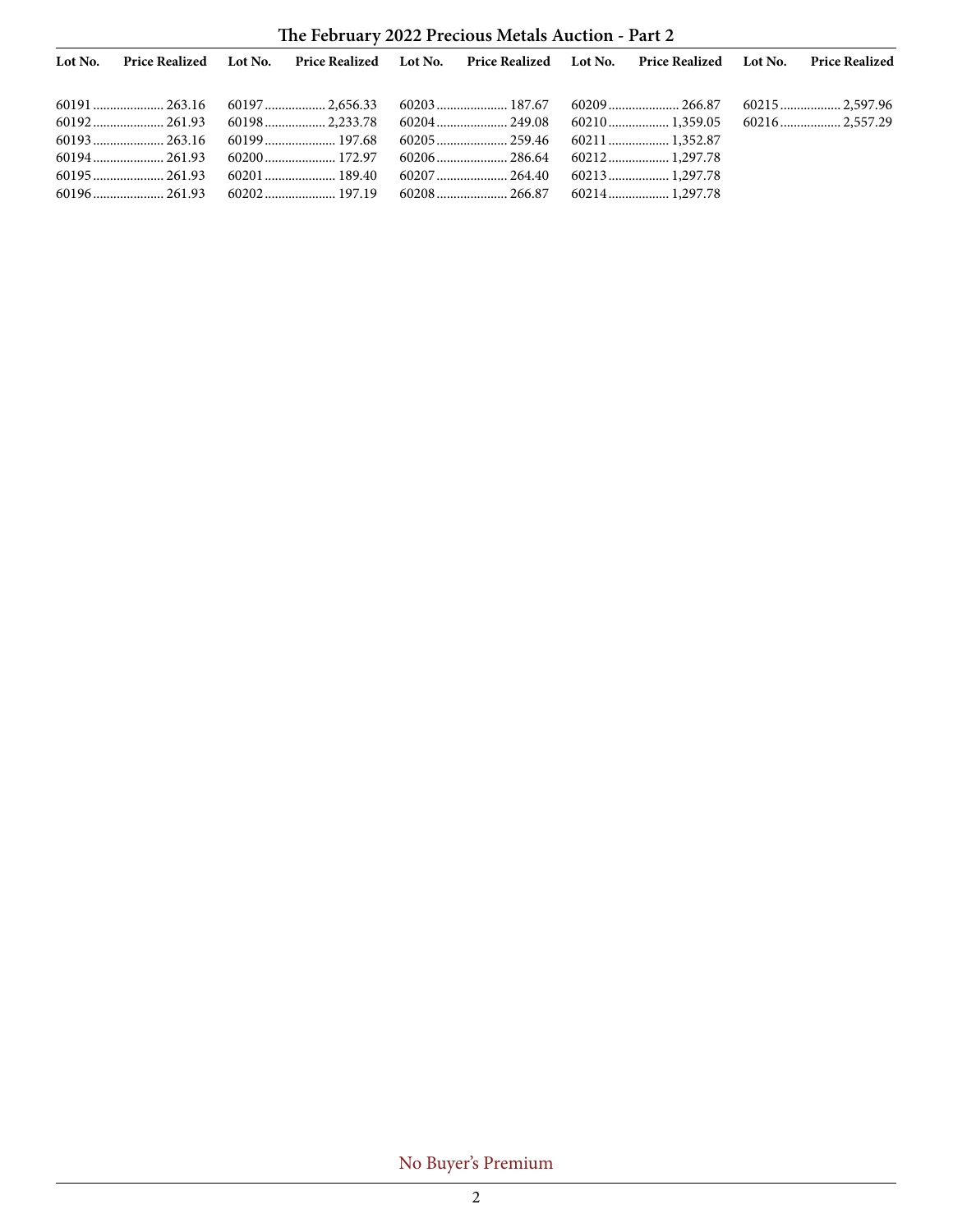# The February 2022 Precious Metals Auction - Part 2

| Lot No. | Price Realized | Lot No. | Price Realized | Lot No. | Price Realized | Lot No. | Price Realized | Lot No. | Price Realized |
|---|---|---|---|---|---|---|---|---|---|
| 60191 | 263.16 | 60197 | 2,656.33 | 60203 | 187.67 | 60209 | 266.87 | 60215 | 2,597.96 |
| 60192 | 261.93 | 60198 | 2,233.78 | 60204 | 249.08 | 60210 | 1,359.05 | 60216 | 2,557.29 |
| 60193 | 263.16 | 60199 | 197.68 | 60205 | 259.46 | 60211 | 1,352.87 | | |
| 60194 | 261.93 | 60200 | 172.97 | 60206 | 286.64 | 60212 | 1,297.78 | | |
| 60195 | 261.93 | 60201 | 189.40 | 60207 | 264.40 | 60213 | 1,297.78 | | |
| 60196 | 261.93 | 60202 | 197.19 | 60208 | 266.87 | 60214 | 1,297.78 | | |

No Buyer's Premium